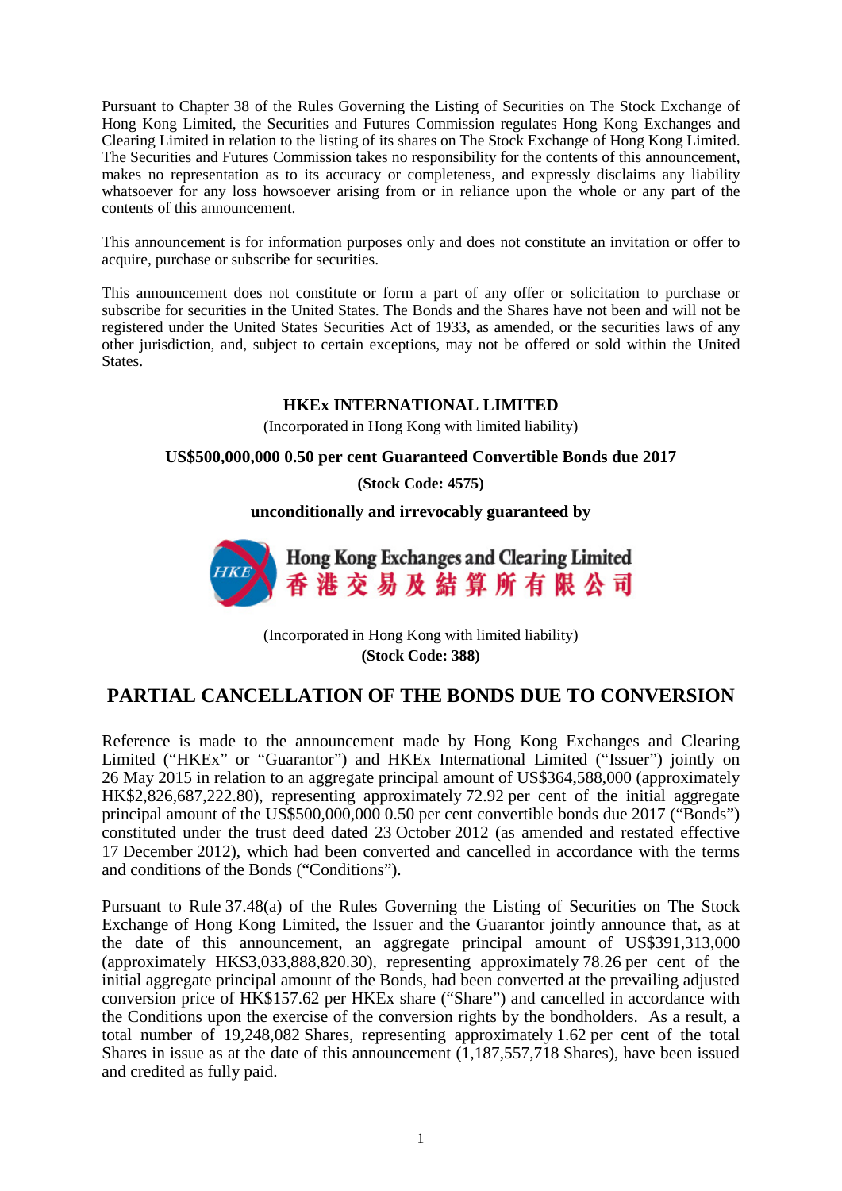Pursuant to Chapter 38 of the Rules Governing the Listing of Securities on The Stock Exchange of Hong Kong Limited, the Securities and Futures Commission regulates Hong Kong Exchanges and Clearing Limited in relation to the listing of its shares on The Stock Exchange of Hong Kong Limited. The Securities and Futures Commission takes no responsibility for the contents of this announcement, makes no representation as to its accuracy or completeness, and expressly disclaims any liability whatsoever for any loss howsoever arising from or in reliance upon the whole or any part of the contents of this announcement.

This announcement is for information purposes only and does not constitute an invitation or offer to acquire, purchase or subscribe for securities.

This announcement does not constitute or form a part of any offer or solicitation to purchase or subscribe for securities in the United States. The Bonds and the Shares have not been and will not be registered under the United States Securities Act of 1933, as amended, or the securities laws of any other jurisdiction, and, subject to certain exceptions, may not be offered or sold within the United States.

**HKEx INTERNATIONAL LIMITED**

(Incorporated in Hong Kong with limited liability)

**US$500,000,000 0.50 per cent Guaranteed Convertible Bonds due 2017**

**(Stock Code: 4575)**

**unconditionally and irrevocably guaranteed by**

**Hong Kong Exchanges and Clearing Limited**
**香港交易及結算所有限公司**

(Incorporated in Hong Kong with limited liability)

**(Stock Code: 388)**

# PARTIAL CANCELLATION OF THE BONDS DUE TO CONVERSION

Reference is made to the announcement made by Hong Kong Exchanges and Clearing Limited ("HKEx" or "Guarantor") and HKEx International Limited ("Issuer") jointly on 26 May 2015 in relation to an aggregate principal amount of US$364,588,000 (approximately HK$2,826,687,222.80), representing approximately 72.92 per cent of the initial aggregate principal amount of the US$500,000,000 0.50 per cent convertible bonds due 2017 ("Bonds") constituted under the trust deed dated 23 October 2012 (as amended and restated effective 17 December 2012), which had been converted and cancelled in accordance with the terms and conditions of the Bonds ("Conditions").

Pursuant to Rule 37.48(a) of the Rules Governing the Listing of Securities on The Stock Exchange of Hong Kong Limited, the Issuer and the Guarantor jointly announce that, as at the date of this announcement, an aggregate principal amount of US$391,313,000 (approximately HK$3,033,888,820.30), representing approximately 78.26 per cent of the initial aggregate principal amount of the Bonds, had been converted at the prevailing adjusted conversion price of HK$157.62 per HKEx share ("Share") and cancelled in accordance with the Conditions upon the exercise of the conversion rights by the bondholders. As a result, a total number of 19,248,082 Shares, representing approximately 1.62 per cent of the total Shares in issue as at the date of this announcement (1,187,557,718 Shares), have been issued and credited as fully paid.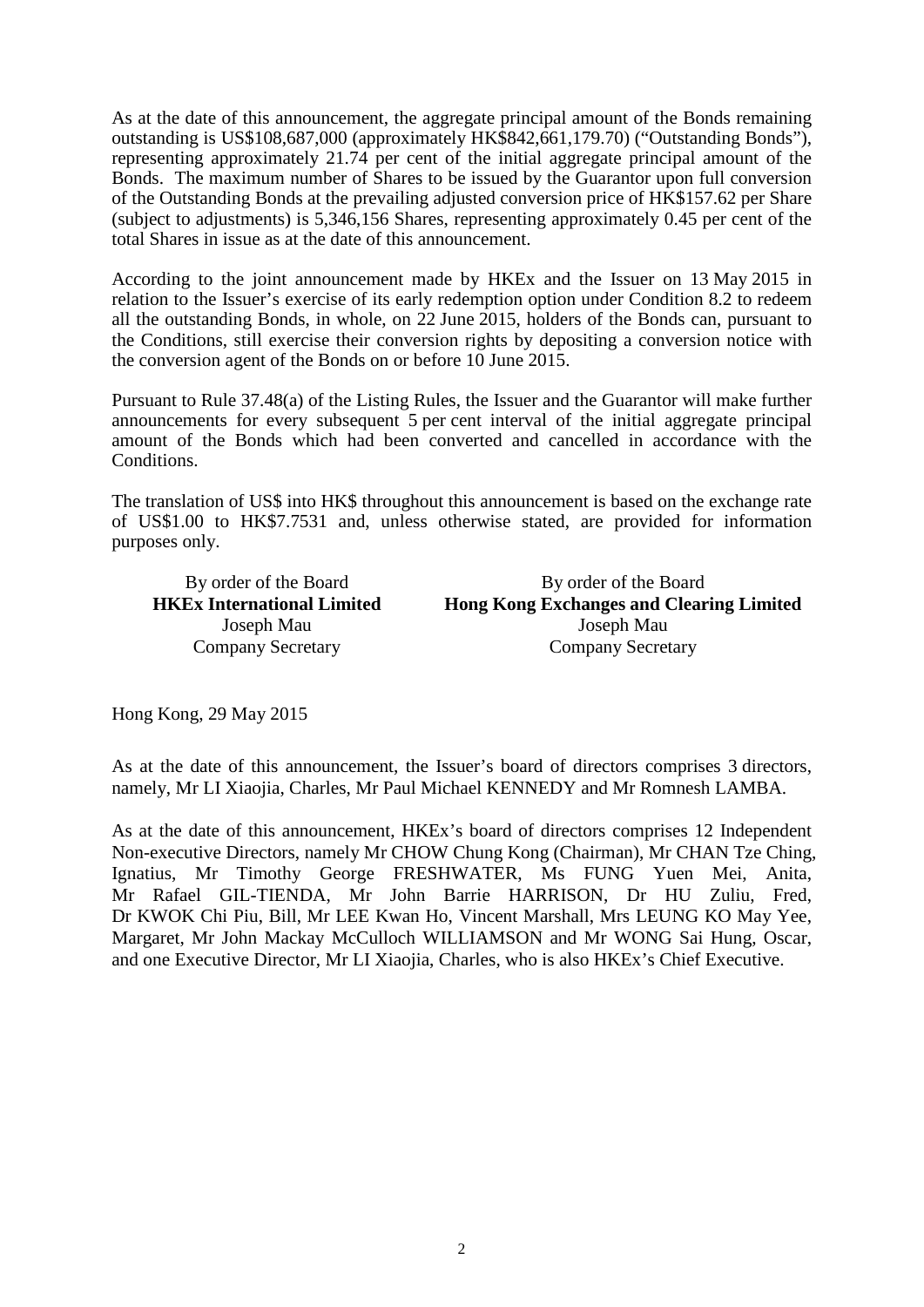As at the date of this announcement, the aggregate principal amount of the Bonds remaining outstanding is US$108,687,000 (approximately HK$842,661,179.70) ("Outstanding Bonds"), representing approximately 21.74 per cent of the initial aggregate principal amount of the Bonds. The maximum number of Shares to be issued by the Guarantor upon full conversion of the Outstanding Bonds at the prevailing adjusted conversion price of HK$157.62 per Share (subject to adjustments) is 5,346,156 Shares, representing approximately 0.45 per cent of the total Shares in issue as at the date of this announcement.

According to the joint announcement made by HKEx and the Issuer on 13 May 2015 in relation to the Issuer's exercise of its early redemption option under Condition 8.2 to redeem all the outstanding Bonds, in whole, on 22 June 2015, holders of the Bonds can, pursuant to the Conditions, still exercise their conversion rights by depositing a conversion notice with the conversion agent of the Bonds on or before 10 June 2015.

Pursuant to Rule 37.48(a) of the Listing Rules, the Issuer and the Guarantor will make further announcements for every subsequent 5 per cent interval of the initial aggregate principal amount of the Bonds which had been converted and cancelled in accordance with the Conditions.

The translation of US$ into HK$ throughout this announcement is based on the exchange rate of US$1.00 to HK$7.7531 and, unless otherwise stated, are provided for information purposes only.

| | |
|---|---|
| By order of the Board | By order of the Board |
| **HKEx International Limited** | **Hong Kong Exchanges and Clearing Limited** |
| Joseph Mau | Joseph Mau |
| Company Secretary | Company Secretary |

Hong Kong, 29 May 2015

As at the date of this announcement, the Issuer's board of directors comprises 3 directors, namely, Mr LI Xiaojia, Charles, Mr Paul Michael KENNEDY and Mr Romnesh LAMBA.

As at the date of this announcement, HKEx's board of directors comprises 12 Independent Non-executive Directors, namely Mr CHOW Chung Kong (Chairman), Mr CHAN Tze Ching, Ignatius, Mr Timothy George FRESHWATER, Ms FUNG Yuen Mei, Anita, Mr Rafael GIL-TIENDA, Mr John Barrie HARRISON, Dr HU Zuliu, Fred, Dr KWOK Chi Piu, Bill, Mr LEE Kwan Ho, Vincent Marshall, Mrs LEUNG KO May Yee, Margaret, Mr John Mackay McCulloch WILLIAMSON and Mr WONG Sai Hung, Oscar, and one Executive Director, Mr LI Xiaojia, Charles, who is also HKEx's Chief Executive.